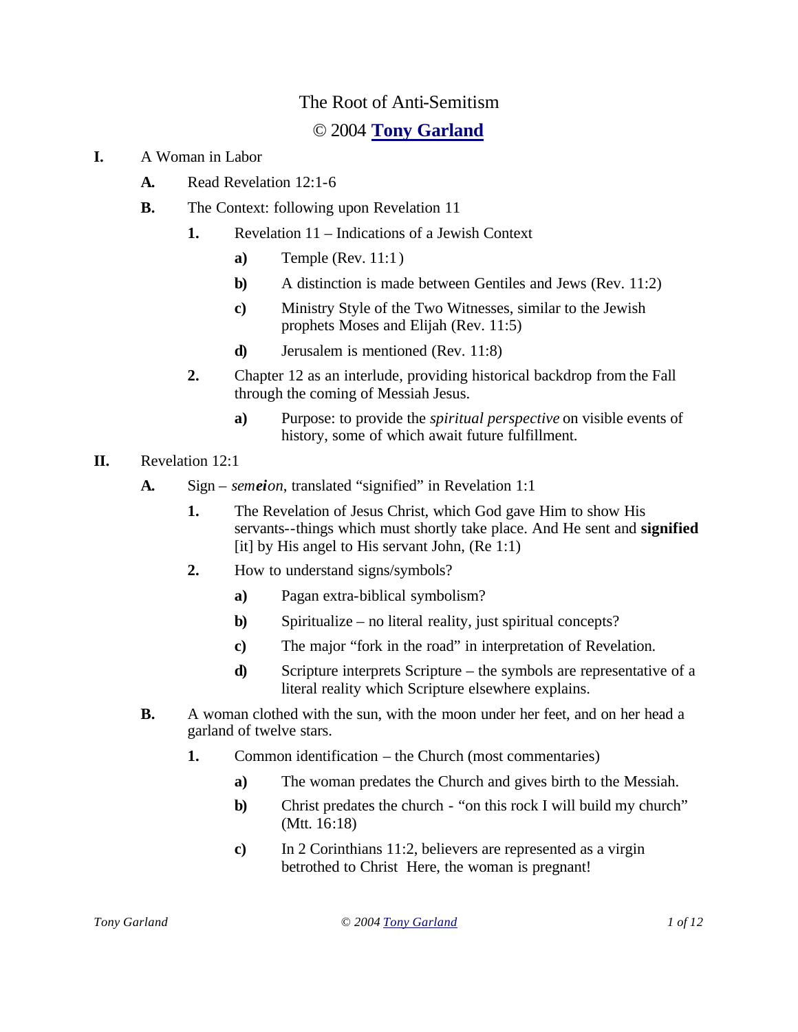# The Root of Anti-Semitism

© 2004 **Tony Garland**

**I.** A Woman in Labor

- **A.** Read Revelation 12:1-6
- **B.** The Context: following upon Revelation 11
  - **1.** Revelation 11 – Indications of a Jewish Context
    - **a)** Temple (Rev. 11:1)
    - **b)** A distinction is made between Gentiles and Jews (Rev. 11:2)
    - **c)** Ministry Style of the Two Witnesses, similar to the Jewish prophets Moses and Elijah (Rev. 11:5)
    - **d)** Jerusalem is mentioned (Rev. 11:8)
  - **2.** Chapter 12 as an interlude, providing historical backdrop from the Fall through the coming of Messiah Jesus.
    - **a)** Purpose: to provide the *spiritual perspective* on visible events of history, some of which await future fulfillment.

**II.** Revelation 12:1

- **A.** Sign – *sem**ei**on*, translated "signified" in Revelation 1:1
  - **1.** The Revelation of Jesus Christ, which God gave Him to show His servants--things which must shortly take place. And He sent and **signified** [it] by His angel to His servant John, (Re 1:1)
  - **2.** How to understand signs/symbols?
    - **a)** Pagan extra-biblical symbolism?
    - **b)** Spiritualize – no literal reality, just spiritual concepts?
    - **c)** The major "fork in the road" in interpretation of Revelation.
    - **d)** Scripture interprets Scripture – the symbols are representative of a literal reality which Scripture elsewhere explains.
- **B.** A woman clothed with the sun, with the moon under her feet, and on her head a garland of twelve stars.
  - **1.** Common identification – the Church (most commentaries)
    - **a)** The woman predates the Church and gives birth to the Messiah.
    - **b)** Christ predates the church - "on this rock I will build my church" (Mtt. 16:18)
    - **c)** In 2 Corinthians 11:2, believers are represented as a virgin betrothed to Christ Here, the woman is pregnant!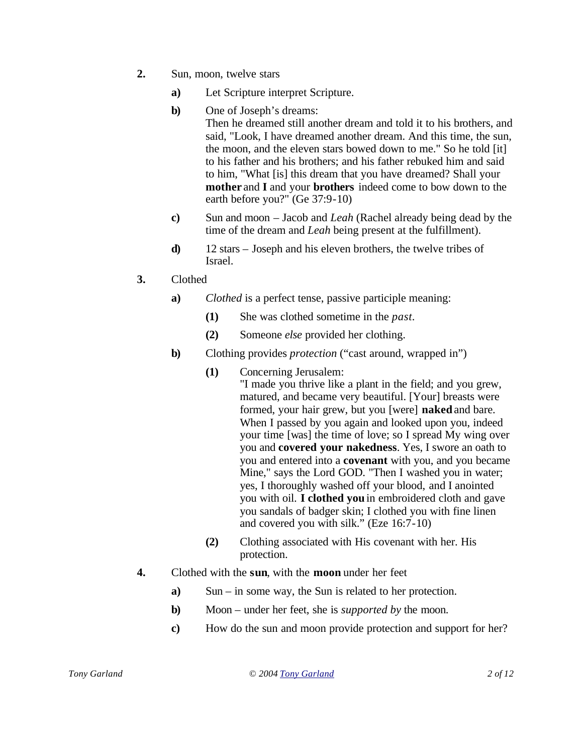**2.** Sun, moon, twelve stars

- **a)** Let Scripture interpret Scripture.
- **b)** One of Joseph's dreams:
  Then he dreamed still another dream and told it to his brothers, and said, "Look, I have dreamed another dream. And this time, the sun, the moon, and the eleven stars bowed down to me." So he told [it] to his father and his brothers; and his father rebuked him and said to him, "What [is] this dream that you have dreamed? Shall your **mother** and **I** and your **brothers** indeed come to bow down to the earth before you?" (Ge 37:9-10)
- **c)** Sun and moon – Jacob and *Leah* (Rachel already being dead by the time of the dream and *Leah* being present at the fulfillment).
- **d)** 12 stars – Joseph and his eleven brothers, the twelve tribes of Israel.

**3.** Clothed

- **a)** *Clothed* is a perfect tense, passive participle meaning:
  - **(1)** She was clothed sometime in the *past*.
  - **(2)** Someone *else* provided her clothing.
- **b)** Clothing provides *protection* ("cast around, wrapped in")
  - **(1)** Concerning Jerusalem:
    "I made you thrive like a plant in the field; and you grew, matured, and became very beautiful. [Your] breasts were formed, your hair grew, but you [were] **naked** and bare. When I passed by you again and looked upon you, indeed your time [was] the time of love; so I spread My wing over you and **covered your nakedness**. Yes, I swore an oath to you and entered into a **covenant** with you, and you became Mine," says the Lord GOD. "Then I washed you in water; yes, I thoroughly washed off your blood, and I anointed you with oil. **I clothed you** in embroidered cloth and gave you sandals of badger skin; I clothed you with fine linen and covered you with silk." (Eze 16:7-10)
  - **(2)** Clothing associated with His covenant with her. His protection.

**4.** Clothed with the **sun**, with the **moon** under her feet

- **a)** Sun – in some way, the Sun is related to her protection.
- **b)** Moon – under her feet, she is *supported by* the moon.
- **c)** How do the sun and moon provide protection and support for her?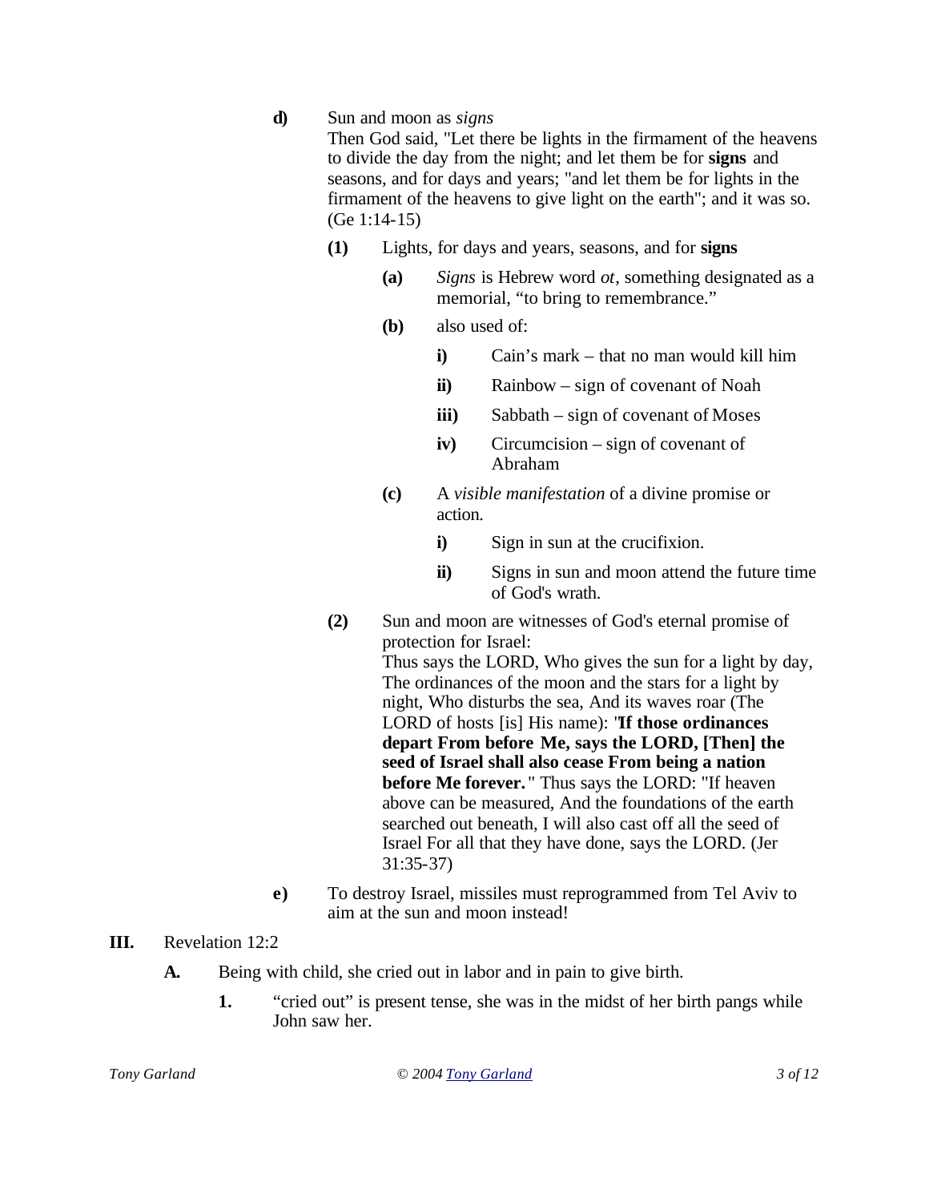**d)** Sun and moon as *signs*

Then God said, "Let there be lights in the firmament of the heavens to divide the day from the night; and let them be for **signs** and seasons, and for days and years; "and let them be for lights in the firmament of the heavens to give light on the earth"; and it was so. (Ge 1:14-15)

**(1)** Lights, for days and years, seasons, and for **signs**

**(a)** *Signs* is Hebrew word *ot*, something designated as a memorial, "to bring to remembrance."

**(b)** also used of:

**i)** Cain's mark – that no man would kill him

**ii)** Rainbow – sign of covenant of Noah

**iii)** Sabbath – sign of covenant of Moses

**iv)** Circumcision – sign of covenant of Abraham

**(c)** A *visible manifestation* of a divine promise or action.

**i)** Sign in sun at the crucifixion.

**ii)** Signs in sun and moon attend the future time of God's wrath.

**(2)** Sun and moon are witnesses of God's eternal promise of protection for Israel:

Thus says the LORD, Who gives the sun for a light by day, The ordinances of the moon and the stars for a light by night, Who disturbs the sea, And its waves roar (The LORD of hosts [is] His name): "**If those ordinances depart From before Me, says the LORD, [Then] the seed of Israel shall also cease From being a nation before Me forever.**" Thus says the LORD: "If heaven above can be measured, And the foundations of the earth searched out beneath, I will also cast off all the seed of Israel For all that they have done, says the LORD. (Jer 31:35-37)

**e)** To destroy Israel, missiles must reprogrammed from Tel Aviv to aim at the sun and moon instead!

## III. Revelation 12:2

**A.** Being with child, she cried out in labor and in pain to give birth.

**1.** "cried out" is present tense, she was in the midst of her birth pangs while John saw her.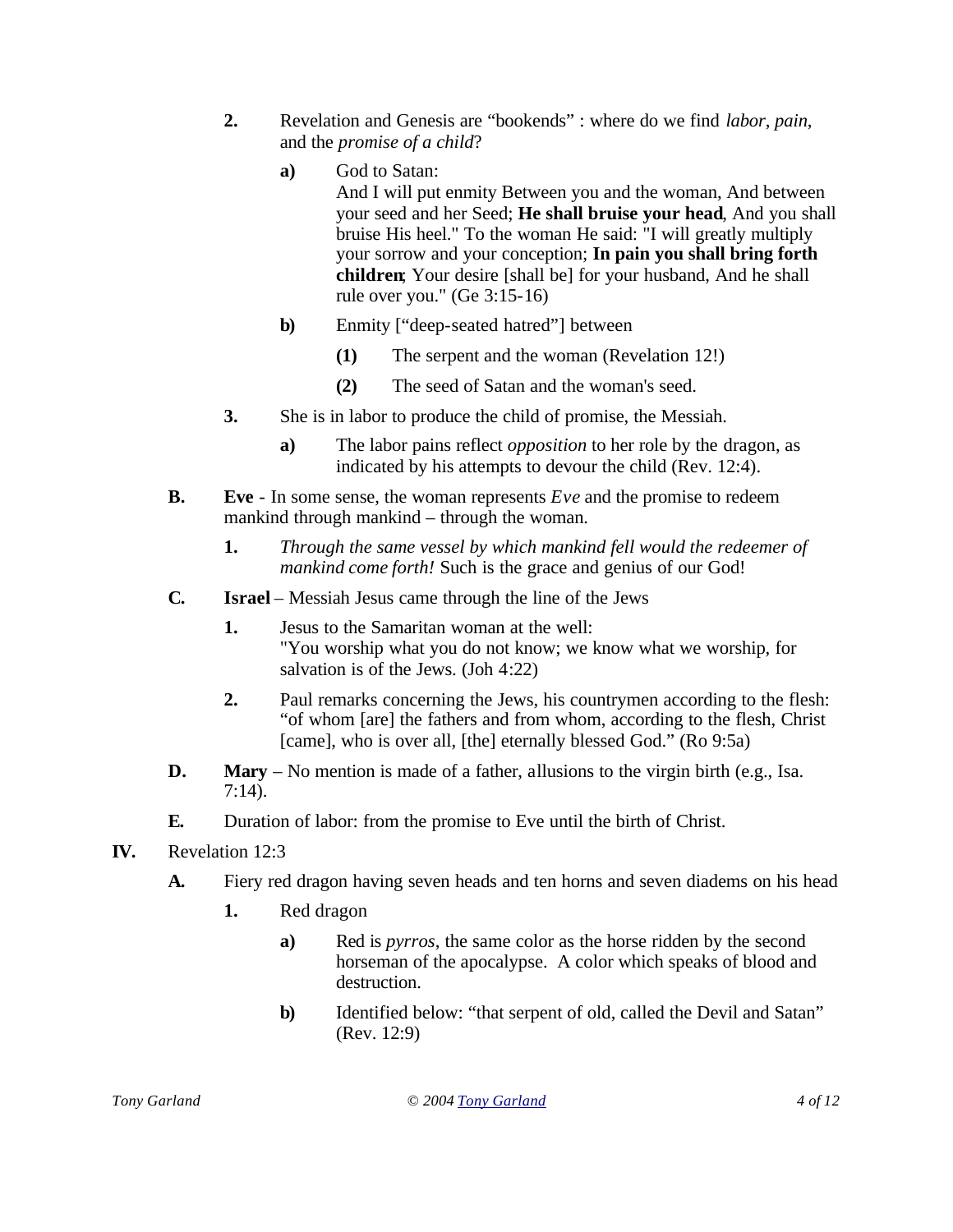2. Revelation and Genesis are "bookends" : where do we find *labor*, *pain*, and the *promise of a child*?

   a) God to Satan:
      And I will put enmity Between you and the woman, And between your seed and her Seed; **He shall bruise your head**, And you shall bruise His heel." To the woman He said: "I will greatly multiply your sorrow and your conception; **In pain you shall bring forth children**; Your desire [shall be] for your husband, And he shall rule over you." (Ge 3:15-16)

   b) Enmity ["deep-seated hatred"] between

      (1) The serpent and the woman (Revelation 12!)

      (2) The seed of Satan and the woman's seed.

3. She is in labor to produce the child of promise, the Messiah.

   a) The labor pains reflect *opposition* to her role by the dragon, as indicated by his attempts to devour the child (Rev. 12:4).

B. **Eve** - In some sense, the woman represents *Eve* and the promise to redeem mankind through mankind – through the woman.

   1. *Through the same vessel by which mankind fell would the redeemer of mankind come forth!* Such is the grace and genius of our God!

C. **Israel** – Messiah Jesus came through the line of the Jews

   1. Jesus to the Samaritan woman at the well:
      "You worship what you do not know; we know what we worship, for salvation is of the Jews. (Joh 4:22)

   2. Paul remarks concerning the Jews, his countrymen according to the flesh: "of whom [are] the fathers and from whom, according to the flesh, Christ [came], who is over all, [the] eternally blessed God." (Ro 9:5a)

D. **Mary** – No mention is made of a father, allusions to the virgin birth (e.g., Isa. 7:14).

E. Duration of labor: from the promise to Eve until the birth of Christ.

IV. Revelation 12:3

A. Fiery red dragon having seven heads and ten horns and seven diadems on his head

   1. Red dragon

      a) Red is *pyrros*, the same color as the horse ridden by the second horseman of the apocalypse. A color which speaks of blood and destruction.

      b) Identified below: "that serpent of old, called the Devil and Satan" (Rev. 12:9)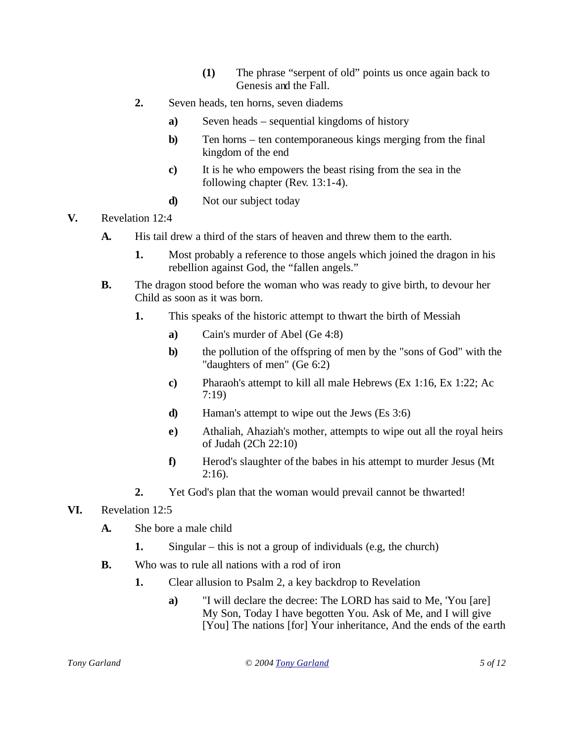- (1) The phrase “serpent of old” points us once again back to Genesis and the Fall.

2. Seven heads, ten horns, seven diadems
   - a) Seven heads – sequential kingdoms of history
   - b) Ten horns – ten contemporaneous kings merging from the final kingdom of the end
   - c) It is he who empowers the beast rising from the sea in the following chapter (Rev. 13:1-4).
   - d) Not our subject today

**V.** Revelation 12:4

- **A.** His tail drew a third of the stars of heaven and threw them to the earth.
  1. Most probably a reference to those angels which joined the dragon in his rebellion against God, the “fallen angels.”
- **B.** The dragon stood before the woman who was ready to give birth, to devour her Child as soon as it was born.
  1. This speaks of the historic attempt to thwart the birth of Messiah
     - a) Cain's murder of Abel (Ge 4:8)
     - b) the pollution of the offspring of men by the "sons of God" with the "daughters of men" (Ge 6:2)
     - c) Pharaoh's attempt to kill all male Hebrews (Ex 1:16, Ex 1:22; Ac 7:19)
     - d) Haman's attempt to wipe out the Jews (Es 3:6)
     - e) Athaliah, Ahaziah's mother, attempts to wipe out all the royal heirs of Judah (2Ch 22:10)
     - f) Herod's slaughter of the babes in his attempt to murder Jesus (Mt 2:16).
  2. Yet God's plan that the woman would prevail cannot be thwarted!

**VI.** Revelation 12:5

- **A.** She bore a male child
  1. Singular – this is not a group of individuals (e.g, the church)
- **B.** Who was to rule all nations with a rod of iron
  1. Clear allusion to Psalm 2, a key backdrop to Revelation
     - a) "I will declare the decree: The LORD has said to Me, 'You [are] My Son, Today I have begotten You. Ask of Me, and I will give [You] The nations [for] Your inheritance, And the ends of the earth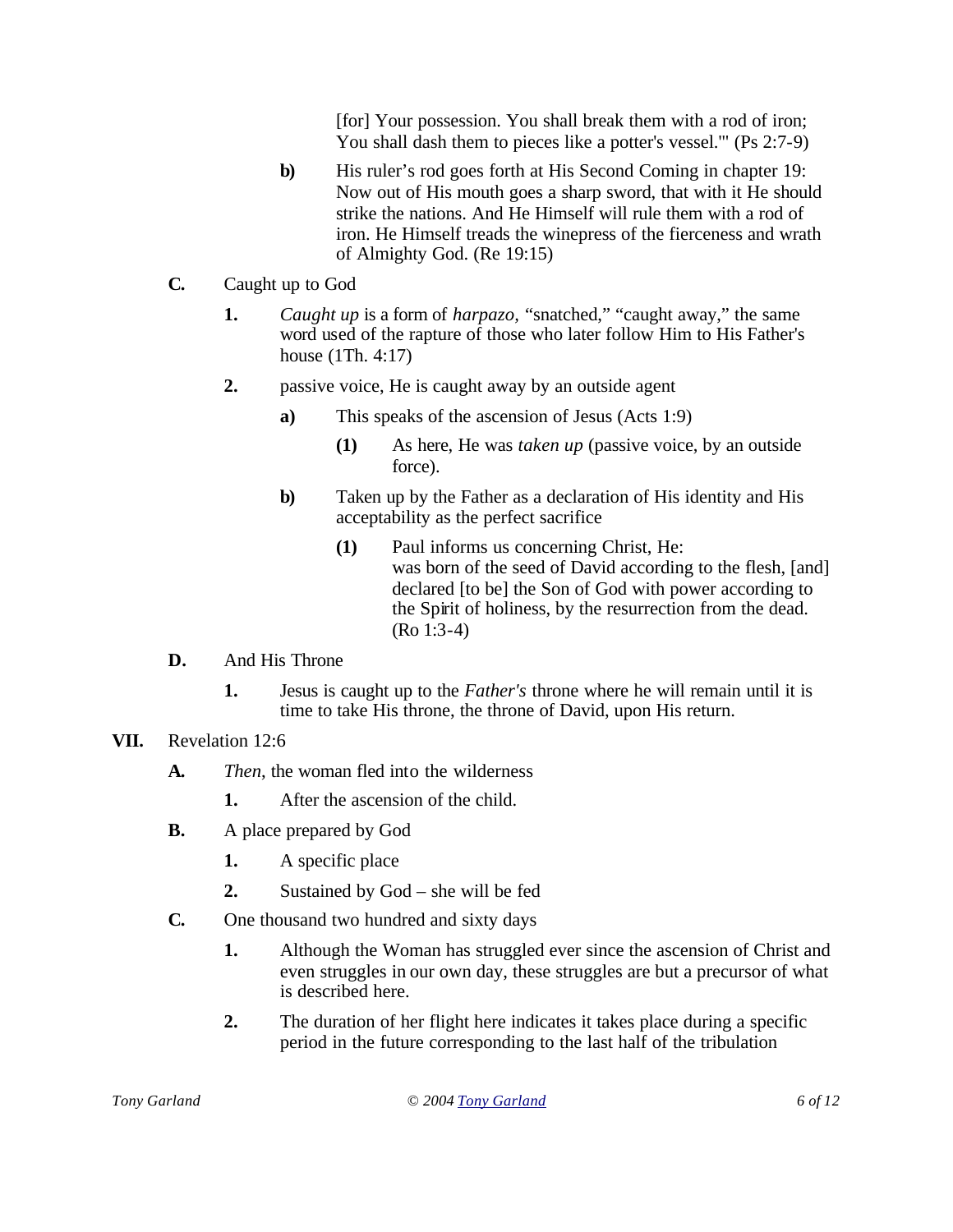[for] Your possession. You shall break them with a rod of iron; You shall dash them to pieces like a potter's vessel.'" (Ps 2:7-9)

- **b)** His ruler's rod goes forth at His Second Coming in chapter 19: Now out of His mouth goes a sharp sword, that with it He should strike the nations. And He Himself will rule them with a rod of iron. He Himself treads the winepress of the fierceness and wrath of Almighty God. (Re 19:15)

**C.** Caught up to God

- **1.** *Caught up* is a form of *harpazo,* "snatched," "caught away," the same word used of the rapture of those who later follow Him to His Father's house (1Th. 4:17)
- **2.** passive voice, He is caught away by an outside agent
  - **a)** This speaks of the ascension of Jesus (Acts 1:9)
    - **(1)** As here, He was *taken up* (passive voice, by an outside force).
  - **b)** Taken up by the Father as a declaration of His identity and His acceptability as the perfect sacrifice
    - **(1)** Paul informs us concerning Christ, He:
      was born of the seed of David according to the flesh, [and] declared [to be] the Son of God with power according to the Spirit of holiness, by the resurrection from the dead. (Ro 1:3-4)

**D.** And His Throne

- **1.** Jesus is caught up to the *Father's* throne where he will remain until it is time to take His throne, the throne of David, upon His return.

**VII.** Revelation 12:6

**A.** *Then*, the woman fled into the wilderness

- **1.** After the ascension of the child.

**B.** A place prepared by God

- **1.** A specific place
- **2.** Sustained by God – she will be fed

**C.** One thousand two hundred and sixty days

- **1.** Although the Woman has struggled ever since the ascension of Christ and even struggles in our own day, these struggles are but a precursor of what is described here.
- **2.** The duration of her flight here indicates it takes place during a specific period in the future corresponding to the last half of the tribulation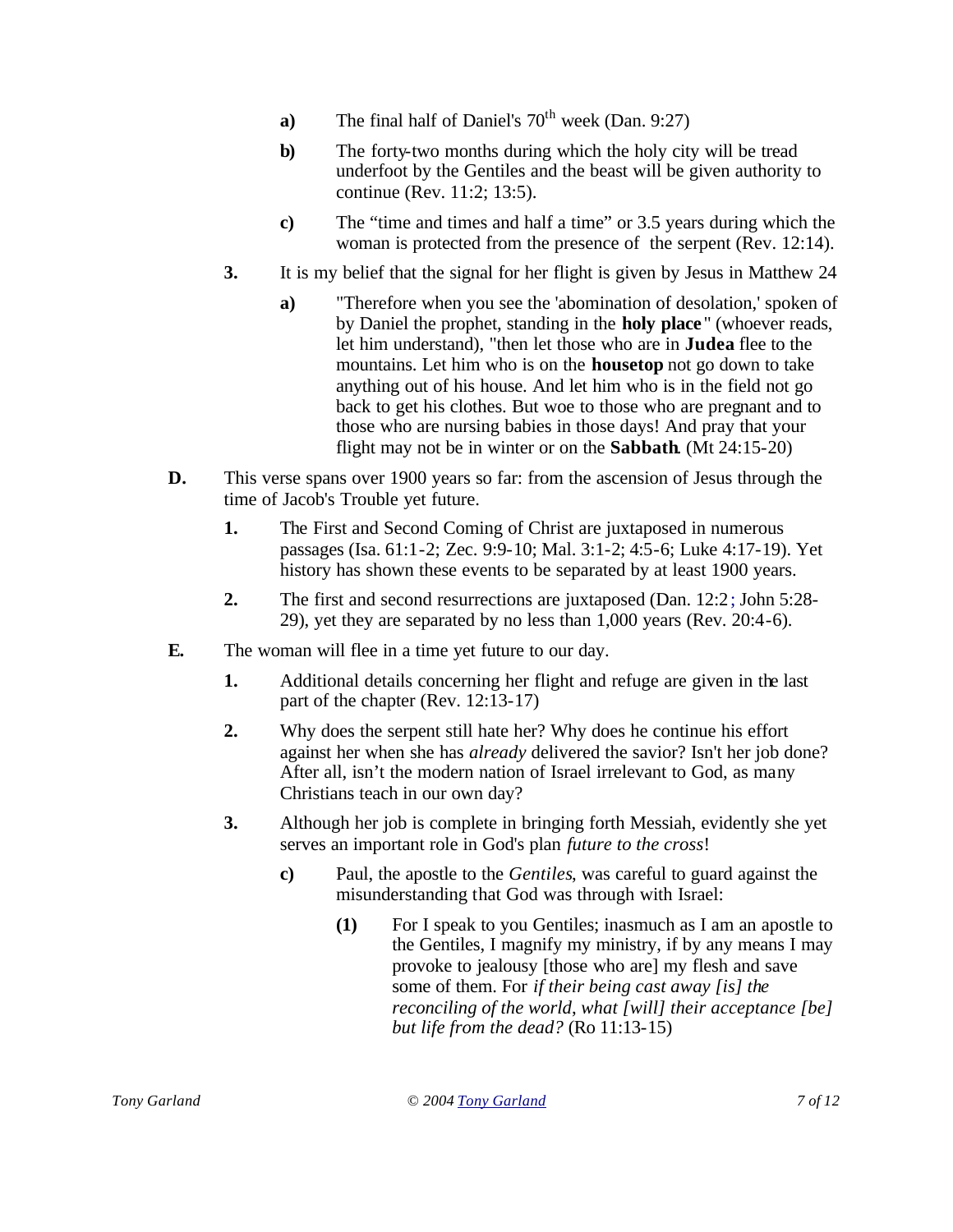- **a)** The final half of Daniel's 70th week (Dan. 9:27)
- **b)** The forty-two months during which the holy city will be tread underfoot by the Gentiles and the beast will be given authority to continue (Rev. 11:2; 13:5).
- **c)** The "time and times and half a time" or 3.5 years during which the woman is protected from the presence of the serpent (Rev. 12:14).

**3.** It is my belief that the signal for her flight is given by Jesus in Matthew 24

- **a)** "Therefore when you see the 'abomination of desolation,' spoken of by Daniel the prophet, standing in the **holy place**" (whoever reads, let him understand), "then let those who are in **Judea** flee to the mountains. Let him who is on the **housetop** not go down to take anything out of his house. And let him who is in the field not go back to get his clothes. But woe to those who are pregnant and to those who are nursing babies in those days! And pray that your flight may not be in winter or on the **Sabbath**. (Mt 24:15-20)

**D.** This verse spans over 1900 years so far: from the ascension of Jesus through the time of Jacob's Trouble yet future.

**1.** The First and Second Coming of Christ are juxtaposed in numerous passages (Isa. 61:1-2; Zec. 9:9-10; Mal. 3:1-2; 4:5-6; Luke 4:17-19). Yet history has shown these events to be separated by at least 1900 years.

**2.** The first and second resurrections are juxtaposed (Dan. 12:2; John 5:28-29), yet they are separated by no less than 1,000 years (Rev. 20:4-6).

**E.** The woman will flee in a time yet future to our day.

**1.** Additional details concerning her flight and refuge are given in the last part of the chapter (Rev. 12:13-17)

**2.** Why does the serpent still hate her? Why does he continue his effort against her when she has *already* delivered the savior? Isn't her job done? After all, isn't the modern nation of Israel irrelevant to God, as many Christians teach in our own day?

**3.** Although her job is complete in bringing forth Messiah, evidently she yet serves an important role in God's plan *future to the cross*!

- **c)** Paul, the apostle to the *Gentiles*, was careful to guard against the misunderstanding that God was through with Israel:
  - **(1)** For I speak to you Gentiles; inasmuch as I am an apostle to the Gentiles, I magnify my ministry, if by any means I may provoke to jealousy [those who are] my flesh and save some of them. For *if their being cast away [is] the reconciling of the world, what [will] their acceptance [be] but life from the dead?* (Ro 11:13-15)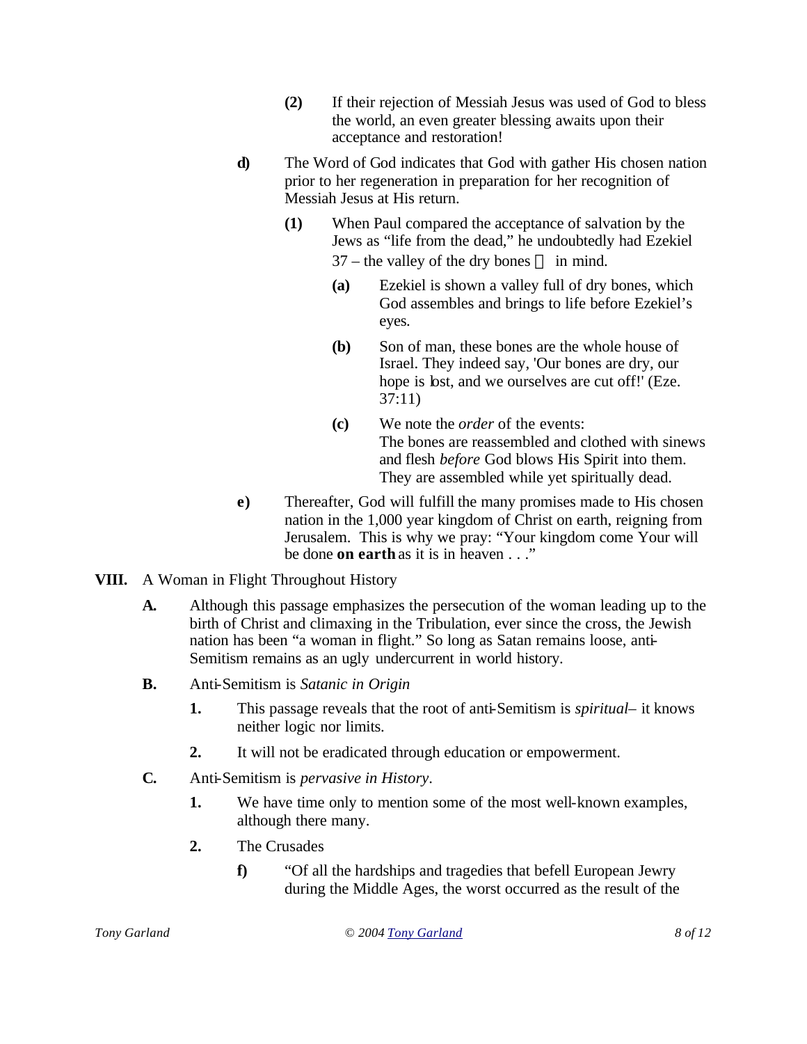(2) If their rejection of Messiah Jesus was used of God to bless the world, an even greater blessing awaits upon their acceptance and restoration!

d) The Word of God indicates that God with gather His chosen nation prior to her regeneration in preparation for her recognition of Messiah Jesus at His return.

(1) When Paul compared the acceptance of salvation by the Jews as "life from the dead," he undoubtedly had Ezekiel 37 – the valley of the dry bones in mind.

(a) Ezekiel is shown a valley full of dry bones, which God assembles and brings to life before Ezekiel's eyes.

(b) Son of man, these bones are the whole house of Israel. They indeed say, 'Our bones are dry, our hope is lost, and we ourselves are cut off!' (Eze. 37:11)

(c) We note the *order* of the events:
The bones are reassembled and clothed with sinews and flesh *before* God blows His Spirit into them. They are assembled while yet spiritually dead.

e) Thereafter, God will fulfill the many promises made to His chosen nation in the 1,000 year kingdom of Christ on earth, reigning from Jerusalem. This is why we pray: "Your kingdom come Your will be done **on earth** as it is in heaven . . ."

## VIII. A Woman in Flight Throughout History

A. Although this passage emphasizes the persecution of the woman leading up to the birth of Christ and climaxing in the Tribulation, ever since the cross, the Jewish nation has been "a woman in flight." So long as Satan remains loose, anti-Semitism remains as an ugly undercurrent in world history.

B. Anti-Semitism is *Satanic in Origin*

1. This passage reveals that the root of anti-Semitism is *spiritual*– it knows neither logic nor limits.

2. It will not be eradicated through education or empowerment.

C. Anti-Semitism is *pervasive in History*.

1. We have time only to mention some of the most well-known examples, although there many.

2. The Crusades

f) "Of all the hardships and tragedies that befell European Jewry during the Middle Ages, the worst occurred as the result of the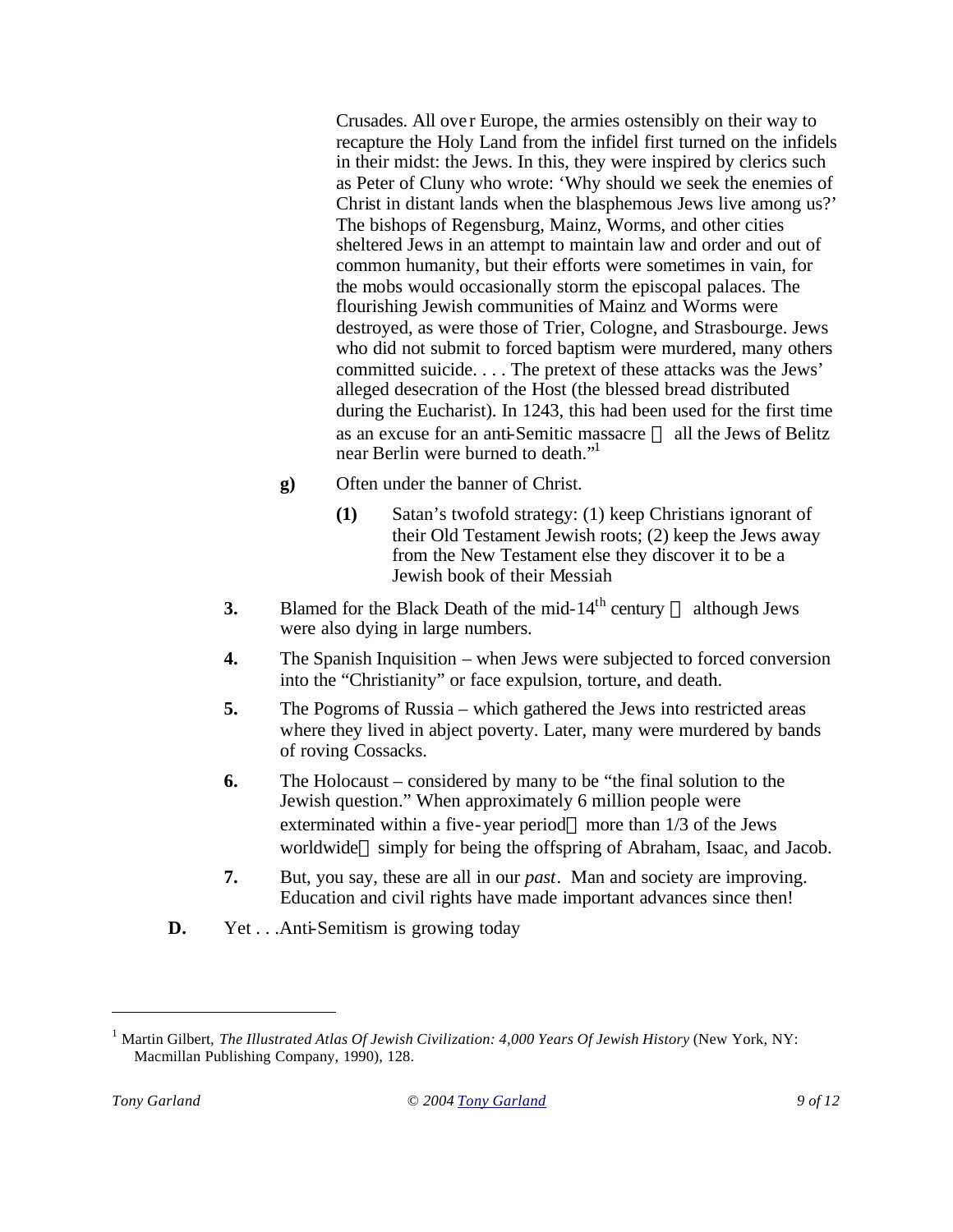Crusades. All over Europe, the armies ostensibly on their way to recapture the Holy Land from the infidel first turned on the infidels in their midst: the Jews. In this, they were inspired by clerics such as Peter of Cluny who wrote: 'Why should we seek the enemies of Christ in distant lands when the blasphemous Jews live among us?' The bishops of Regensburg, Mainz, Worms, and other cities sheltered Jews in an attempt to maintain law and order and out of common humanity, but their efforts were sometimes in vain, for the mobs would occasionally storm the episcopal palaces. The flourishing Jewish communities of Mainz and Worms were destroyed, as were those of Trier, Cologne, and Strasbourge. Jews who did not submit to forced baptism were murdered, many others committed suicide. . . . The pretext of these attacks was the Jews' alleged desecration of the Host (the blessed bread distributed during the Eucharist). In 1243, this had been used for the first time as an excuse for an anti-Semitic massacre — all the Jews of Belitz near Berlin were burned to death."[1]

- **g)** Often under the banner of Christ.
  - **(1)** Satan's twofold strategy: (1) keep Christians ignorant of their Old Testament Jewish roots; (2) keep the Jews away from the New Testament else they discover it to be a Jewish book of their Messiah

**3.** Blamed for the Black Death of the mid-14th century — although Jews were also dying in large numbers.

**4.** The Spanish Inquisition – when Jews were subjected to forced conversion into the "Christianity" or face expulsion, torture, and death.

**5.** The Pogroms of Russia – which gathered the Jews into restricted areas where they lived in abject poverty. Later, many were murdered by bands of roving Cossacks.

**6.** The Holocaust – considered by many to be "the final solution to the Jewish question." When approximately 6 million people were exterminated within a five-year period — more than 1/3 of the Jews worldwide — simply for being the offspring of Abraham, Isaac, and Jacob.

**7.** But, you say, these are all in our *past*. Man and society are improving. Education and civil rights have made important advances since then!

**D.** Yet . . .Anti-Semitism is growing today

---

[1] Martin Gilbert, *The Illustrated Atlas Of Jewish Civilization: 4,000 Years Of Jewish History* (New York, NY: Macmillan Publishing Company, 1990), 128.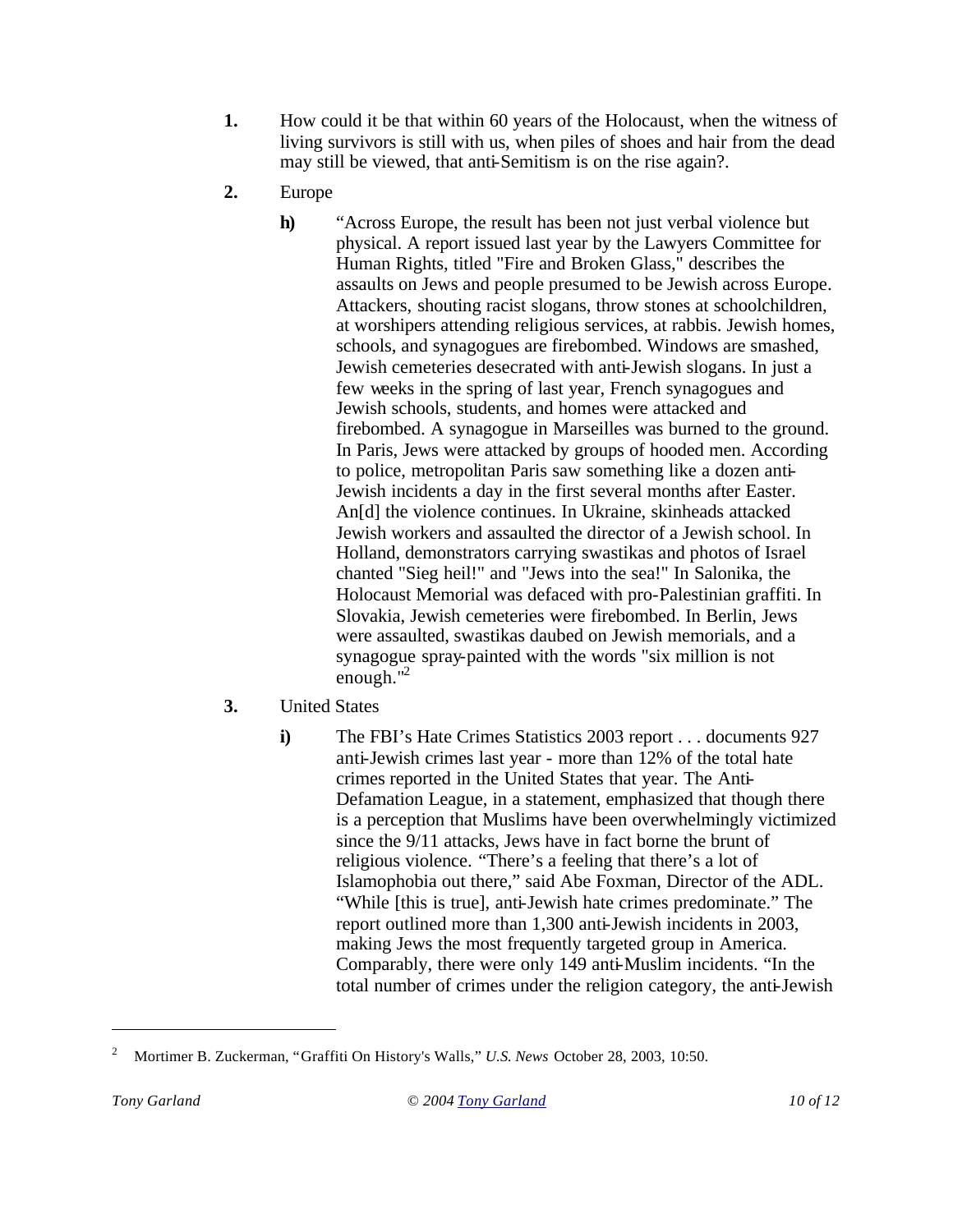1. How could it be that within 60 years of the Holocaust, when the witness of living survivors is still with us, when piles of shoes and hair from the dead may still be viewed, that anti-Semitism is on the rise again?.

2. Europe

   **h)** "Across Europe, the result has been not just verbal violence but physical. A report issued last year by the Lawyers Committee for Human Rights, titled "Fire and Broken Glass," describes the assaults on Jews and people presumed to be Jewish across Europe. Attackers, shouting racist slogans, throw stones at schoolchildren, at worshipers attending religious services, at rabbis. Jewish homes, schools, and synagogues are firebombed. Windows are smashed, Jewish cemeteries desecrated with anti-Jewish slogans. In just a few weeks in the spring of last year, French synagogues and Jewish schools, students, and homes were attacked and firebombed. A synagogue in Marseilles was burned to the ground. In Paris, Jews were attacked by groups of hooded men. According to police, metropolitan Paris saw something like a dozen anti-Jewish incidents a day in the first several months after Easter. An[d] the violence continues. In Ukraine, skinheads attacked Jewish workers and assaulted the director of a Jewish school. In Holland, demonstrators carrying swastikas and photos of Israel chanted "Sieg heil!" and "Jews into the sea!" In Salonika, the Holocaust Memorial was defaced with pro-Palestinian graffiti. In Slovakia, Jewish cemeteries were firebombed. In Berlin, Jews were assaulted, swastikas daubed on Jewish memorials, and a synagogue spray-painted with the words "six million is not enough."[2]

3. United States

   **i)** The FBI's Hate Crimes Statistics 2003 report . . . documents 927 anti-Jewish crimes last year - more than 12% of the total hate crimes reported in the United States that year. The Anti-Defamation League, in a statement, emphasized that though there is a perception that Muslims have been overwhelmingly victimized since the 9/11 attacks, Jews have in fact borne the brunt of religious violence. "There's a feeling that there's a lot of Islamophobia out there," said Abe Foxman, Director of the ADL. "While [this is true], anti-Jewish hate crimes predominate." The report outlined more than 1,300 anti-Jewish incidents in 2003, making Jews the most frequently targeted group in America. Comparably, there were only 149 anti-Muslim incidents. "In the total number of crimes under the religion category, the anti-Jewish

---

[2] Mortimer B. Zuckerman, "Graffiti On History's Walls," *U.S. News* October 28, 2003, 10:50.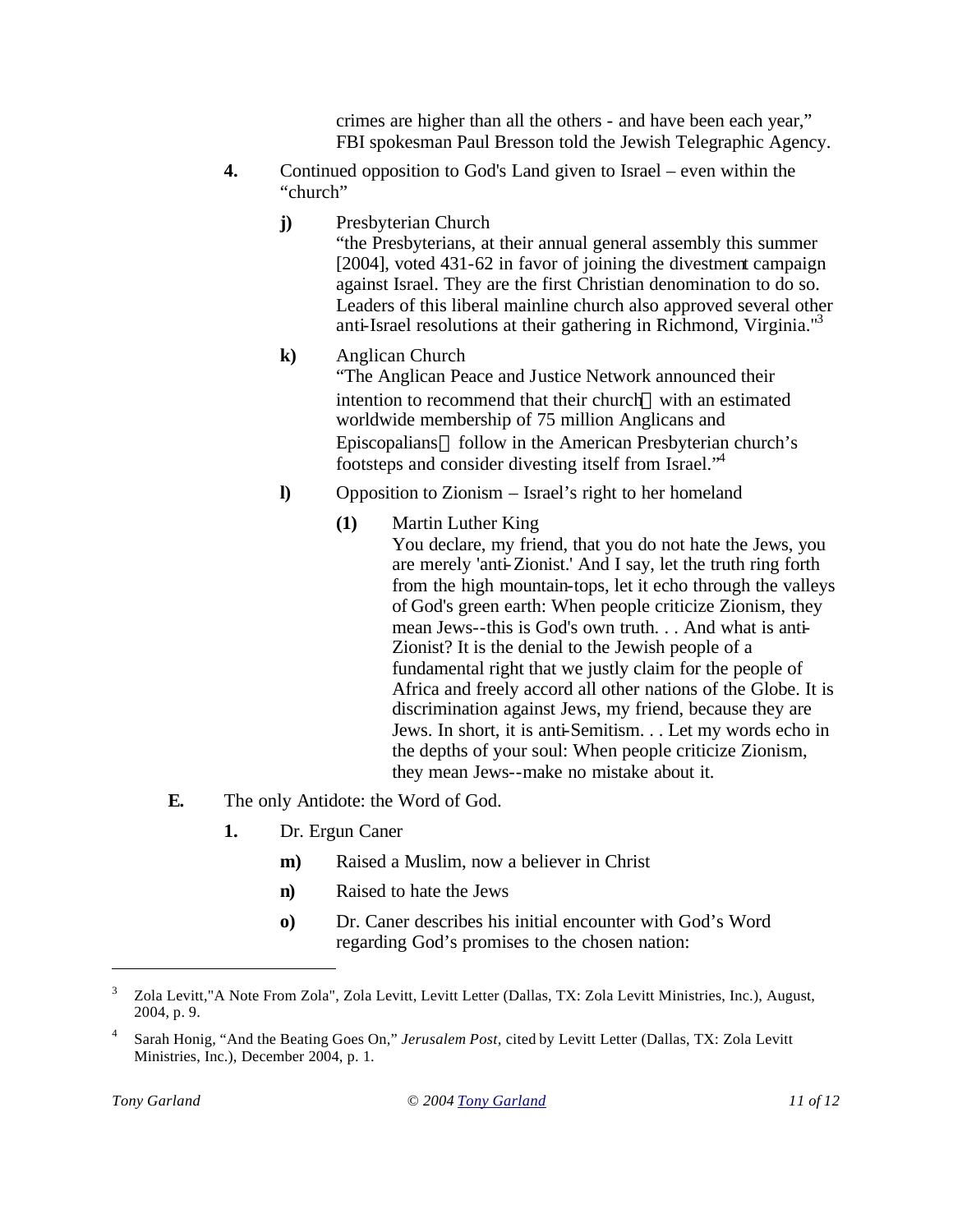crimes are higher than all the others - and have been each year," FBI spokesman Paul Bresson told the Jewish Telegraphic Agency.

**4.** Continued opposition to God's Land given to Israel – even within the "church"

**j)** Presbyterian Church
"the Presbyterians, at their annual general assembly this summer [2004], voted 431-62 in favor of joining the divestment campaign against Israel. They are the first Christian denomination to do so. Leaders of this liberal mainline church also approved several other anti-Israel resolutions at their gathering in Richmond, Virginia."[3]

**k)** Anglican Church
"The Anglican Peace and Justice Network announced their intention to recommend that their church with an estimated worldwide membership of 75 million Anglicans and Episcopalians follow in the American Presbyterian church's footsteps and consider divesting itself from Israel."[4]

**l)** Opposition to Zionism – Israel's right to her homeland

**(1)** Martin Luther King
You declare, my friend, that you do not hate the Jews, you are merely 'anti-Zionist.' And I say, let the truth ring forth from the high mountain-tops, let it echo through the valleys of God's green earth: When people criticize Zionism, they mean Jews--this is God's own truth. . . And what is anti-Zionist? It is the denial to the Jewish people of a fundamental right that we justly claim for the people of Africa and freely accord all other nations of the Globe. It is discrimination against Jews, my friend, because they are Jews. In short, it is anti-Semitism. . . Let my words echo in the depths of your soul: When people criticize Zionism, they mean Jews--make no mistake about it.

**E.** The only Antidote: the Word of God.

**1.** Dr. Ergun Caner

**m)** Raised a Muslim, now a believer in Christ

**n)** Raised to hate the Jews

**o)** Dr. Caner describes his initial encounter with God's Word regarding God's promises to the chosen nation:

---

[3] Zola Levitt,"A Note From Zola", Zola Levitt, Levitt Letter (Dallas, TX: Zola Levitt Ministries, Inc.), August, 2004, p. 9.

[4] Sarah Honig, "And the Beating Goes On," *Jerusalem Post*, cited by Levitt Letter (Dallas, TX: Zola Levitt Ministries, Inc.), December 2004, p. 1.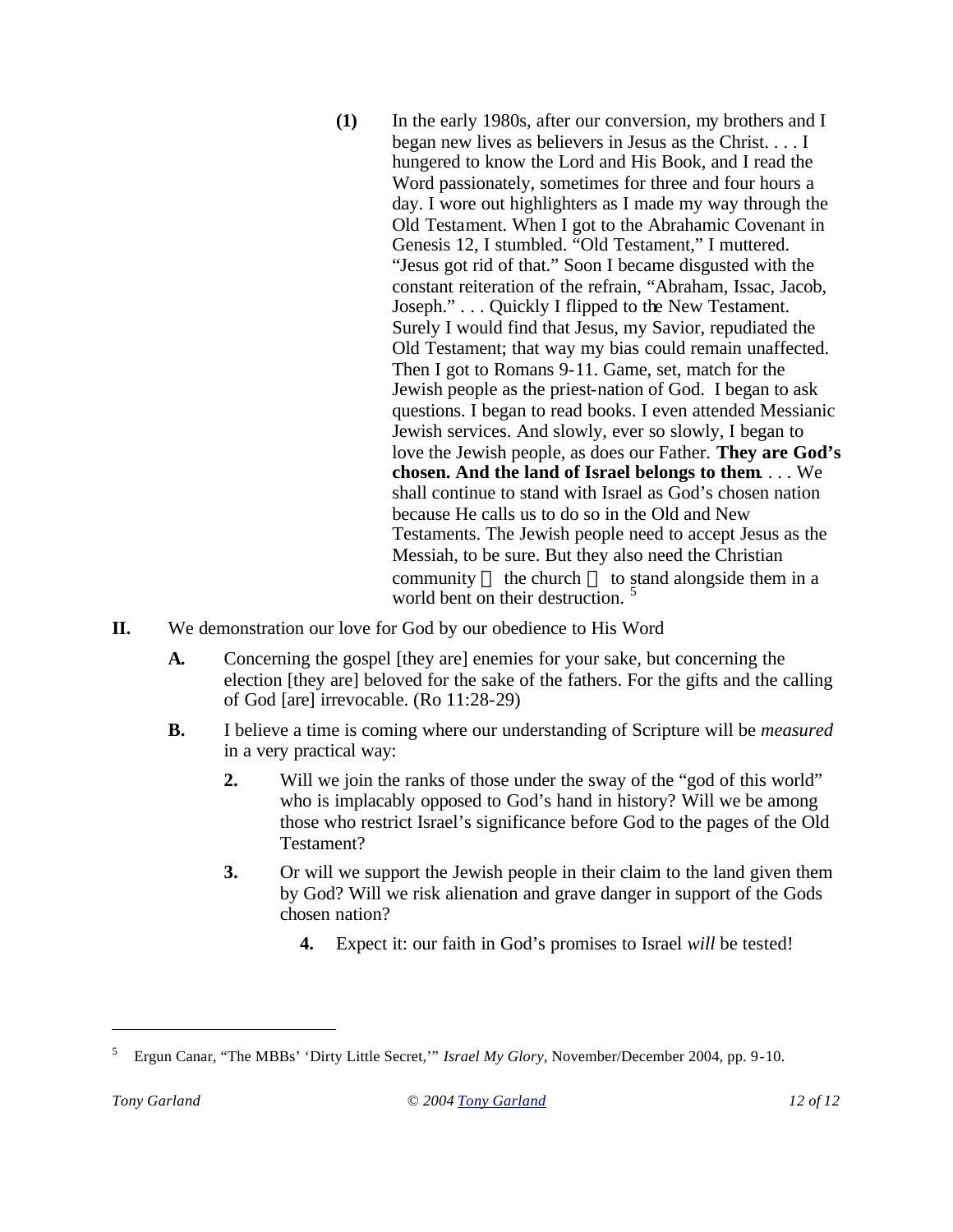(1) In the early 1980s, after our conversion, my brothers and I began new lives as believers in Jesus as the Christ. . . . I hungered to know the Lord and His Book, and I read the Word passionately, sometimes for three and four hours a day. I wore out highlighters as I made my way through the Old Testament. When I got to the Abrahamic Covenant in Genesis 12, I stumbled. "Old Testament," I muttered. "Jesus got rid of that." Soon I became disgusted with the constant reiteration of the refrain, "Abraham, Issac, Jacob, Joseph." . . . Quickly I flipped to the New Testament. Surely I would find that Jesus, my Savior, repudiated the Old Testament; that way my bias could remain unaffected. Then I got to Romans 9-11. Game, set, match for the Jewish people as the priest-nation of God. I began to ask questions. I began to read books. I even attended Messianic Jewish services. And slowly, ever so slowly, I began to love the Jewish people, as does our Father. **They are God's chosen. And the land of Israel belongs to them**. . . . We shall continue to stand with Israel as God's chosen nation because He calls us to do so in the Old and New Testaments. The Jewish people need to accept Jesus as the Messiah, to be sure. But they also need the Christian community — the church — to stand alongside them in a world bent on their destruction. [5]

**II.** We demonstration our love for God by our obedience to His Word

- **A.** Concerning the gospel [they are] enemies for your sake, but concerning the election [they are] beloved for the sake of the fathers. For the gifts and the calling of God [are] irrevocable. (Ro 11:28-29)
- **B.** I believe a time is coming where our understanding of Scripture will be *measured* in a very practical way:
  - **2.** Will we join the ranks of those under the sway of the "god of this world" who is implacably opposed to God's hand in history? Will we be among those who restrict Israel's significance before God to the pages of the Old Testament?
  - **3.** Or will we support the Jewish people in their claim to the land given them by God? Will we risk alienation and grave danger in support of the Gods chosen nation?
    - **4.** Expect it: our faith in God's promises to Israel *will* be tested!

---

[5] Ergun Canar, "The MBBs' 'Dirty Little Secret,'" *Israel My Glory*, November/December 2004, pp. 9-10.